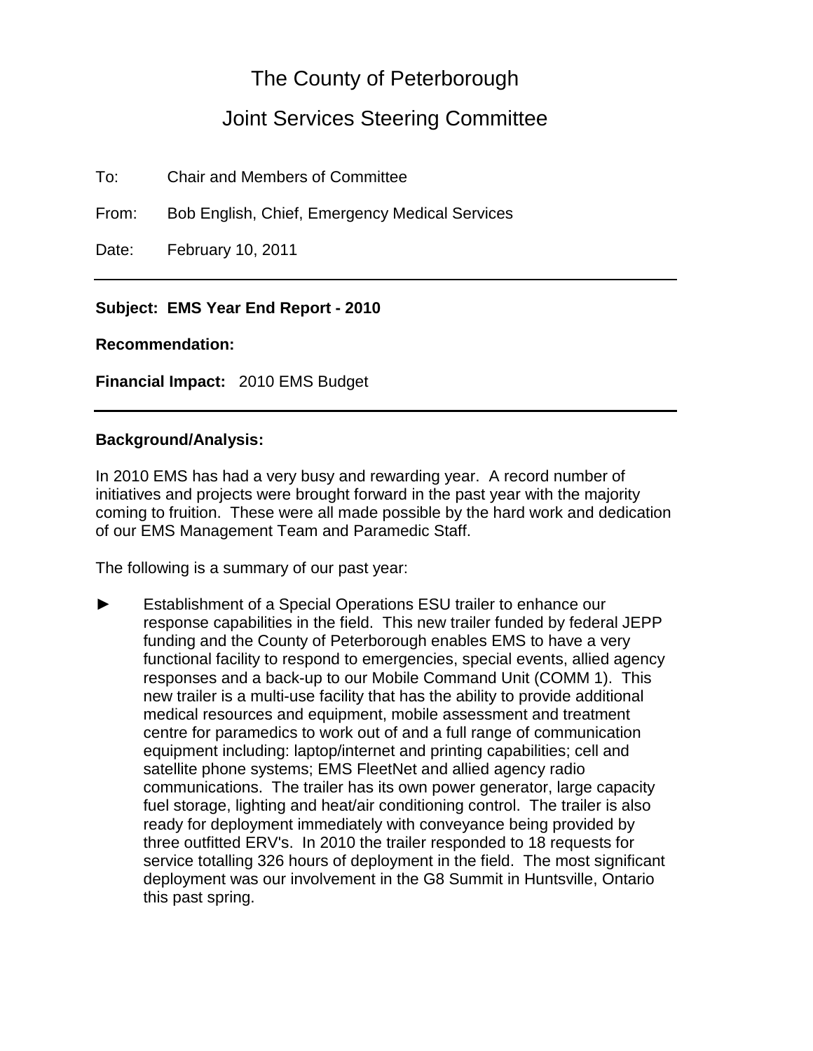# The County of Peterborough

## Joint Services Steering Committee

To: Chair and Members of Committee

From: Bob English, Chief, Emergency Medical Services

Date: February 10, 2011

---

**Subject: EMS Year End Report - 2010**

**Recommendation:**

**Financial Impact:** 2010 EMS Budget

---

**Background/Analysis:**

In 2010 EMS has had a very busy and rewarding year. A record number of initiatives and projects were brought forward in the past year with the majority coming to fruition. These were all made possible by the hard work and dedication of our EMS Management Team and Paramedic Staff.

The following is a summary of our past year:

► Establishment of a Special Operations ESU trailer to enhance our response capabilities in the field. This new trailer funded by federal JEPP funding and the County of Peterborough enables EMS to have a very functional facility to respond to emergencies, special events, allied agency responses and a back-up to our Mobile Command Unit (COMM 1). This new trailer is a multi-use facility that has the ability to provide additional medical resources and equipment, mobile assessment and treatment centre for paramedics to work out of and a full range of communication equipment including: laptop/internet and printing capabilities; cell and satellite phone systems; EMS FleetNet and allied agency radio communications. The trailer has its own power generator, large capacity fuel storage, lighting and heat/air conditioning control. The trailer is also ready for deployment immediately with conveyance being provided by three outfitted ERV's. In 2010 the trailer responded to 18 requests for service totalling 326 hours of deployment in the field. The most significant deployment was our involvement in the G8 Summit in Huntsville, Ontario this past spring.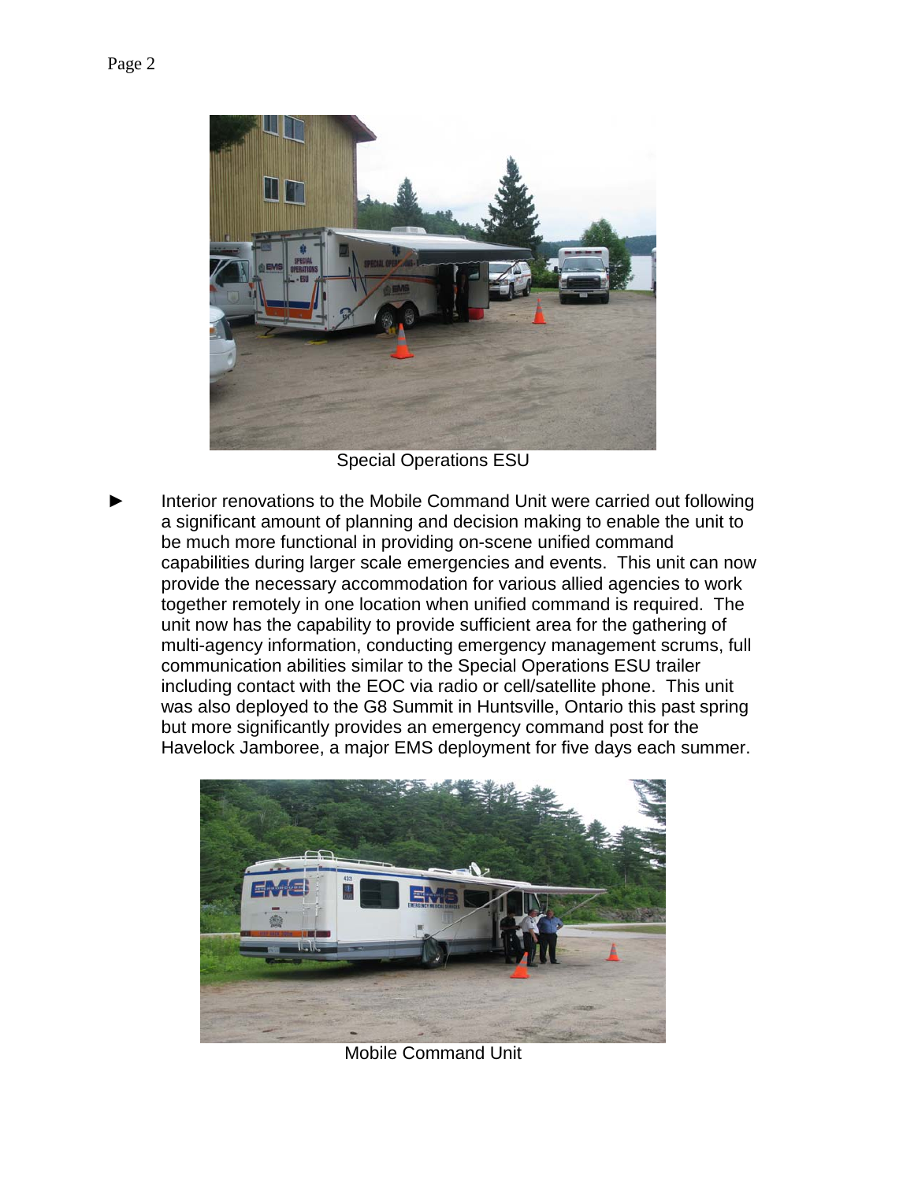Special Operations ESU

- Interior renovations to the Mobile Command Unit were carried out following a significant amount of planning and decision making to enable the unit to be much more functional in providing on-scene unified command capabilities during larger scale emergencies and events. This unit can now provide the necessary accommodation for various allied agencies to work together remotely in one location when unified command is required. The unit now has the capability to provide sufficient area for the gathering of multi-agency information, conducting emergency management scrums, full communication abilities similar to the Special Operations ESU trailer including contact with the EOC via radio or cell/satellite phone. This unit was also deployed to the G8 Summit in Huntsville, Ontario this past spring but more significantly provides an emergency command post for the Havelock Jamboree, a major EMS deployment for five days each summer.

Mobile Command Unit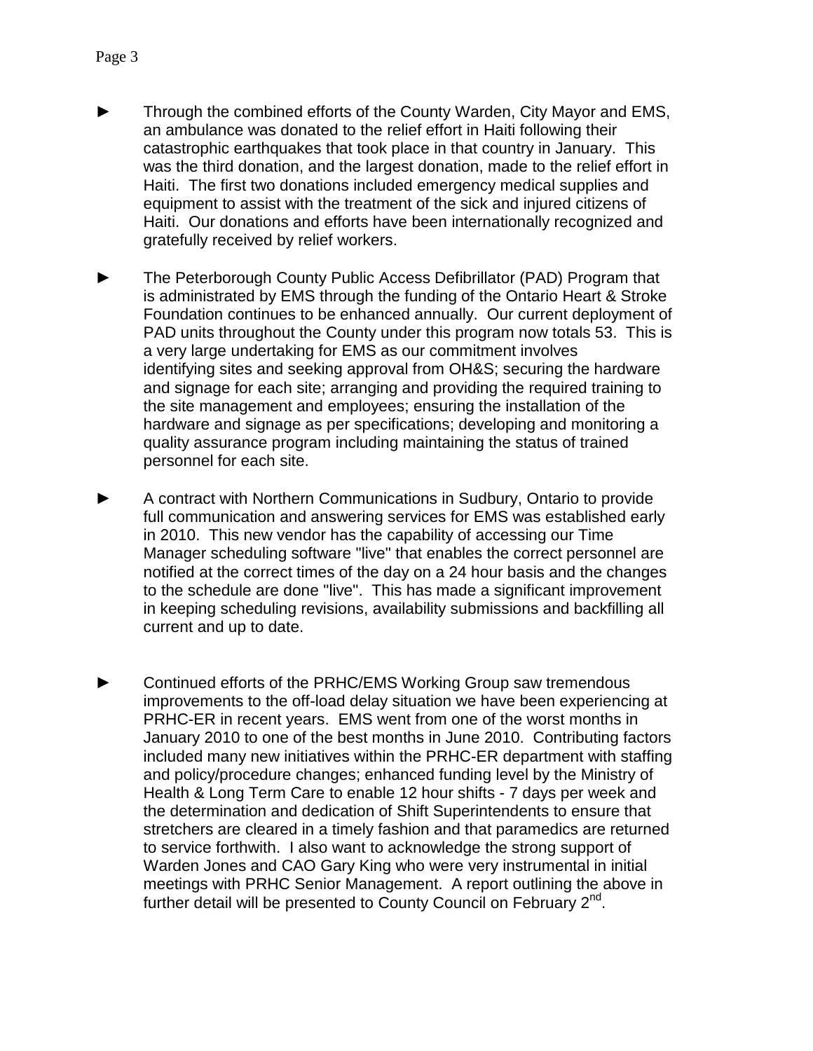- Through the combined efforts of the County Warden, City Mayor and EMS, an ambulance was donated to the relief effort in Haiti following their catastrophic earthquakes that took place in that country in January. This was the third donation, and the largest donation, made to the relief effort in Haiti. The first two donations included emergency medical supplies and equipment to assist with the treatment of the sick and injured citizens of Haiti. Our donations and efforts have been internationally recognized and gratefully received by relief workers.

- The Peterborough County Public Access Defibrillator (PAD) Program that is administrated by EMS through the funding of the Ontario Heart & Stroke Foundation continues to be enhanced annually. Our current deployment of PAD units throughout the County under this program now totals 53. This is a very large undertaking for EMS as our commitment involves identifying sites and seeking approval from OH&S; securing the hardware and signage for each site; arranging and providing the required training to the site management and employees; ensuring the installation of the hardware and signage as per specifications; developing and monitoring a quality assurance program including maintaining the status of trained personnel for each site.

- A contract with Northern Communications in Sudbury, Ontario to provide full communication and answering services for EMS was established early in 2010. This new vendor has the capability of accessing our Time Manager scheduling software "live" that enables the correct personnel are notified at the correct times of the day on a 24 hour basis and the changes to the schedule are done "live". This has made a significant improvement in keeping scheduling revisions, availability submissions and backfilling all current and up to date.

- Continued efforts of the PRHC/EMS Working Group saw tremendous improvements to the off-load delay situation we have been experiencing at PRHC-ER in recent years. EMS went from one of the worst months in January 2010 to one of the best months in June 2010. Contributing factors included many new initiatives within the PRHC-ER department with staffing and policy/procedure changes; enhanced funding level by the Ministry of Health & Long Term Care to enable 12 hour shifts - 7 days per week and the determination and dedication of Shift Superintendents to ensure that stretchers are cleared in a timely fashion and that paramedics are returned to service forthwith. I also want to acknowledge the strong support of Warden Jones and CAO Gary King who were very instrumental in initial meetings with PRHC Senior Management. A report outlining the above in further detail will be presented to County Council on February 2nd.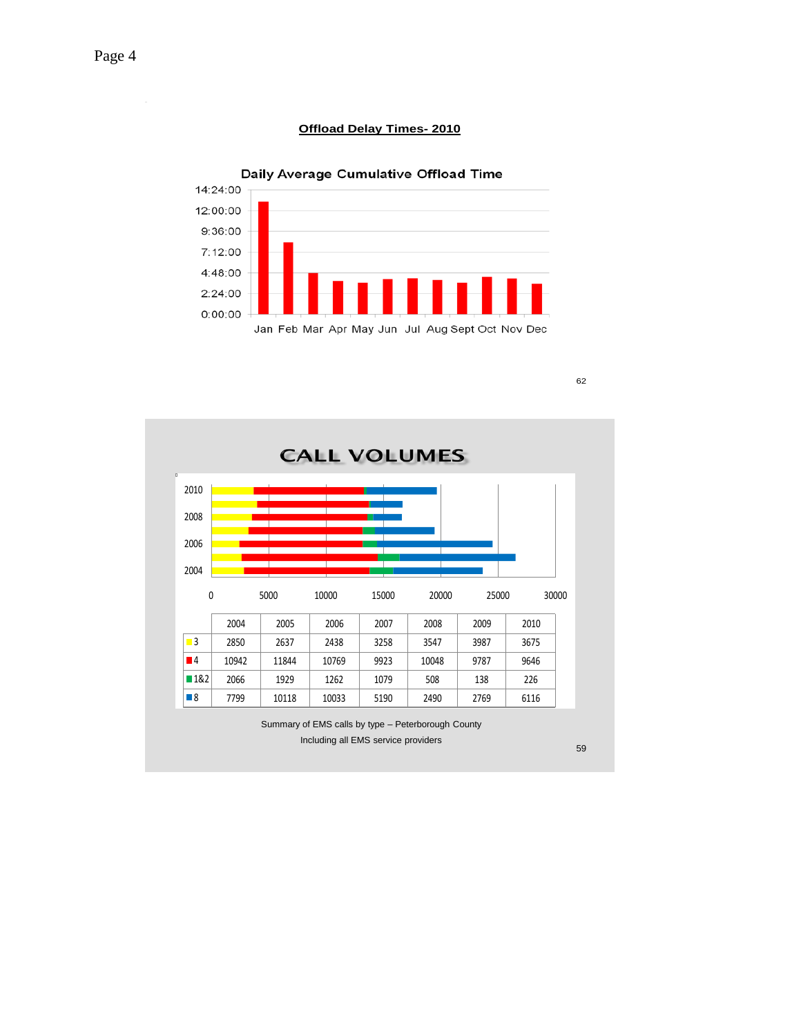## Offload Delay Times- 2010

**Daily Average Cumulative Offload Time**

## CALL VOLUMES

| | 2004 | 2005 | 2006 | 2007 | 2008 | 2009 | 2010 |
|---|---|---|---|---|---|---|---|
| 3 | 2850 | 2637 | 2438 | 3258 | 3547 | 3987 | 3675 |
| 4 | 10942 | 11844 | 10769 | 9923 | 10048 | 9787 | 9646 |
| 1&2 | 2066 | 1929 | 1262 | 1079 | 508 | 138 | 226 |
| 8 | 7799 | 10118 | 10033 | 5190 | 2490 | 2769 | 6116 |

Summary of EMS calls by type – Peterborough County

Including all EMS service providers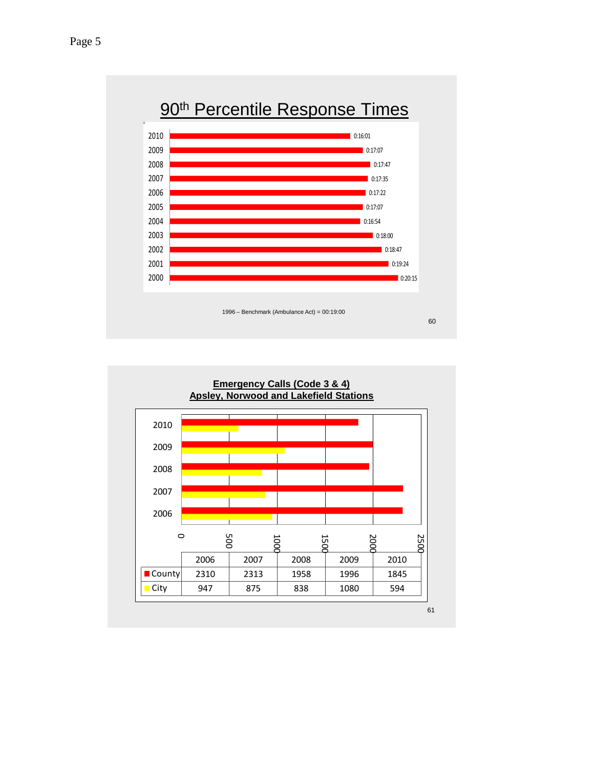## 90th Percentile Response Times

| Year | 90th Percentile Response Time |
|---|---|
| 2010 | 0:16:01 |
| 2009 | 0:17:07 |
| 2008 | 0:17:47 |
| 2007 | 0:17:35 |
| 2006 | 0:17:22 |
| 2005 | 0:17:07 |
| 2004 | 0:16:54 |
| 2003 | 0:18:00 |
| 2002 | 0:18:47 |
| 2001 | 0:19:24 |
| 2000 | 0:20:15 |

1996 – Benchmark (Ambulance Act) = 00:19:00

60

## Emergency Calls (Code 3 & 4) Apsley, Norwood and Lakefield Stations

| | 2006 | 2007 | 2008 | 2009 | 2010 |
|---|---|---|---|---|---|
| County | 2310 | 2313 | 1958 | 1996 | 1845 |
| City | 947 | 875 | 838 | 1080 | 594 |

61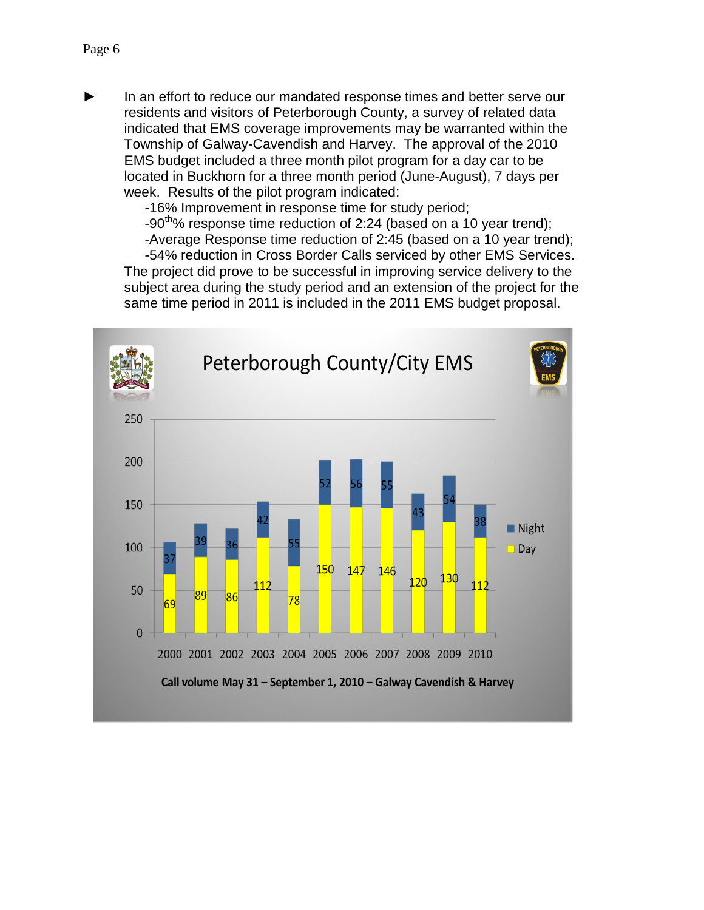- In an effort to reduce our mandated response times and better serve our residents and visitors of Peterborough County, a survey of related data indicated that EMS coverage improvements may be warranted within the Township of Galway-Cavendish and Harvey. The approval of the 2010 EMS budget included a three month pilot program for a day car to be located in Buckhorn for a three month period (June-August), 7 days per week. Results of the pilot program indicated:
  - -16% Improvement in response time for study period;
  - -90th% response time reduction of 2:24 (based on a 10 year trend);
  - -Average Response time reduction of 2:45 (based on a 10 year trend);
  - -54% reduction in Cross Border Calls serviced by other EMS Services.

  The project did prove to be successful in improving service delivery to the subject area during the study period and an extension of the project for the same time period in 2011 is included in the 2011 EMS budget proposal.

**Peterborough County/City EMS**

| Year | Day | Night |
|---|---|---|
| 2000 | 69 | 37 |
| 2001 | 89 | 39 |
| 2002 | 86 | 36 |
| 2003 | 112 | 42 |
| 2004 | 78 | 55 |
| 2005 | 150 | 52 |
| 2006 | 147 | 56 |
| 2007 | 146 | 55 |
| 2008 | 120 | 43 |
| 2009 | 130 | 54 |
| 2010 | 112 | 38 |

**Call volume May 31 – September 1, 2010 – Galway Cavendish & Harvey**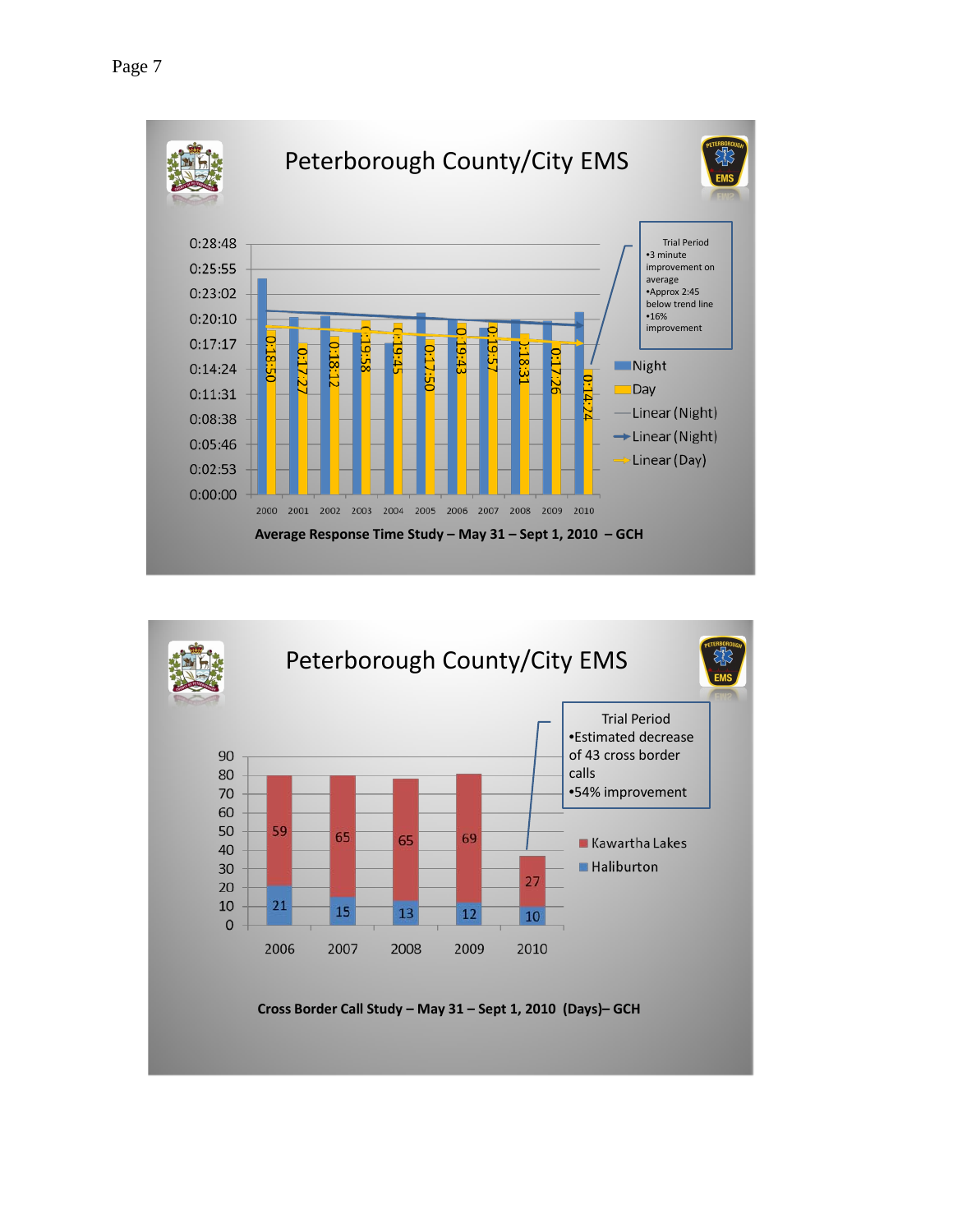## Peterborough County/City EMS

| Year | Day (Avg Response Time) |
|---|---|
| 2000 | 0:18:50 |
| 2001 | 0:17:27 |
| 2002 | 0:18:12 |
| 2003 | 0:19:58 |
| 2004 | 0:19:45 |
| 2005 | 0:17:50 |
| 2006 | 0:19:43 |
| 2007 | 0:19:57 |
| 2008 | 0:18:31 |
| 2009 | 0:17:26 |
| 2010 | 0:14:24 |

Trial Period
- 3 minute improvement on average
- Approx 2:45 below trend line
- 16% improvement

Legend: Night, Day, Linear (Night), Linear (Night), Linear (Day)

**Average Response Time Study – May 31 – Sept 1, 2010 – GCH**

## Peterborough County/City EMS

| Year | Haliburton | Kawartha Lakes |
|---|---|---|
| 2006 | 21 | 59 |
| 2007 | 15 | 65 |
| 2008 | 13 | 65 |
| 2009 | 12 | 69 |
| 2010 | 10 | 27 |

Trial Period
- Estimated decrease of 43 cross border calls
- 54% improvement

**Cross Border Call Study – May 31 – Sept 1, 2010 (Days)– GCH**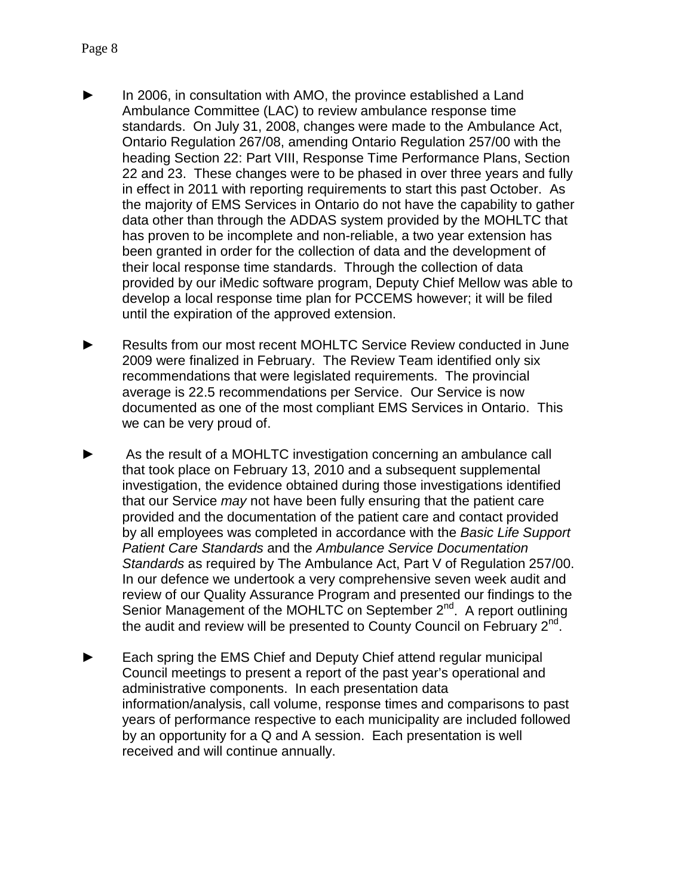- In 2006, in consultation with AMO, the province established a Land Ambulance Committee (LAC) to review ambulance response time standards. On July 31, 2008, changes were made to the Ambulance Act, Ontario Regulation 267/08, amending Ontario Regulation 257/00 with the heading Section 22: Part VIII, Response Time Performance Plans, Section 22 and 23. These changes were to be phased in over three years and fully in effect in 2011 with reporting requirements to start this past October. As the majority of EMS Services in Ontario do not have the capability to gather data other than through the ADDAS system provided by the MOHLTC that has proven to be incomplete and non-reliable, a two year extension has been granted in order for the collection of data and the development of their local response time standards. Through the collection of data provided by our iMedic software program, Deputy Chief Mellow was able to develop a local response time plan for PCCEMS however; it will be filed until the expiration of the approved extension.

- Results from our most recent MOHLTC Service Review conducted in June 2009 were finalized in February. The Review Team identified only six recommendations that were legislated requirements. The provincial average is 22.5 recommendations per Service. Our Service is now documented as one of the most compliant EMS Services in Ontario. This we can be very proud of.

- As the result of a MOHLTC investigation concerning an ambulance call that took place on February 13, 2010 and a subsequent supplemental investigation, the evidence obtained during those investigations identified that our Service *may* not have been fully ensuring that the patient care provided and the documentation of the patient care and contact provided by all employees was completed in accordance with the *Basic Life Support Patient Care Standards* and the *Ambulance Service Documentation Standards* as required by The Ambulance Act, Part V of Regulation 257/00. In our defence we undertook a very comprehensive seven week audit and review of our Quality Assurance Program and presented our findings to the Senior Management of the MOHLTC on September 2nd. A report outlining the audit and review will be presented to County Council on February 2nd.

- Each spring the EMS Chief and Deputy Chief attend regular municipal Council meetings to present a report of the past year's operational and administrative components. In each presentation data information/analysis, call volume, response times and comparisons to past years of performance respective to each municipality are included followed by an opportunity for a Q and A session. Each presentation is well received and will continue annually.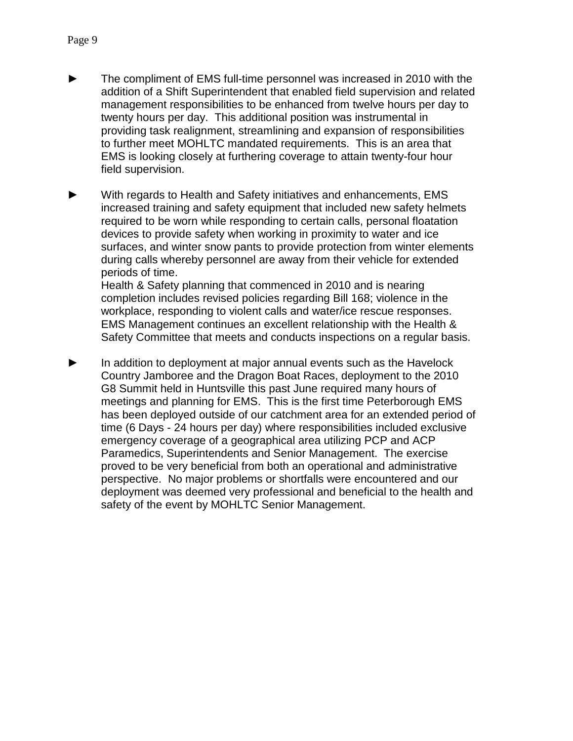- The compliment of EMS full-time personnel was increased in 2010 with the addition of a Shift Superintendent that enabled field supervision and related management responsibilities to be enhanced from twelve hours per day to twenty hours per day. This additional position was instrumental in providing task realignment, streamlining and expansion of responsibilities to further meet MOHLTC mandated requirements. This is an area that EMS is looking closely at furthering coverage to attain twenty-four hour field supervision.

- With regards to Health and Safety initiatives and enhancements, EMS increased training and safety equipment that included new safety helmets required to be worn while responding to certain calls, personal floatation devices to provide safety when working in proximity to water and ice surfaces, and winter snow pants to provide protection from winter elements during calls whereby personnel are away from their vehicle for extended periods of time.
  Health & Safety planning that commenced in 2010 and is nearing completion includes revised policies regarding Bill 168; violence in the workplace, responding to violent calls and water/ice rescue responses. EMS Management continues an excellent relationship with the Health & Safety Committee that meets and conducts inspections on a regular basis.

- In addition to deployment at major annual events such as the Havelock Country Jamboree and the Dragon Boat Races, deployment to the 2010 G8 Summit held in Huntsville this past June required many hours of meetings and planning for EMS. This is the first time Peterborough EMS has been deployed outside of our catchment area for an extended period of time (6 Days - 24 hours per day) where responsibilities included exclusive emergency coverage of a geographical area utilizing PCP and ACP Paramedics, Superintendents and Senior Management. The exercise proved to be very beneficial from both an operational and administrative perspective. No major problems or shortfalls were encountered and our deployment was deemed very professional and beneficial to the health and safety of the event by MOHLTC Senior Management.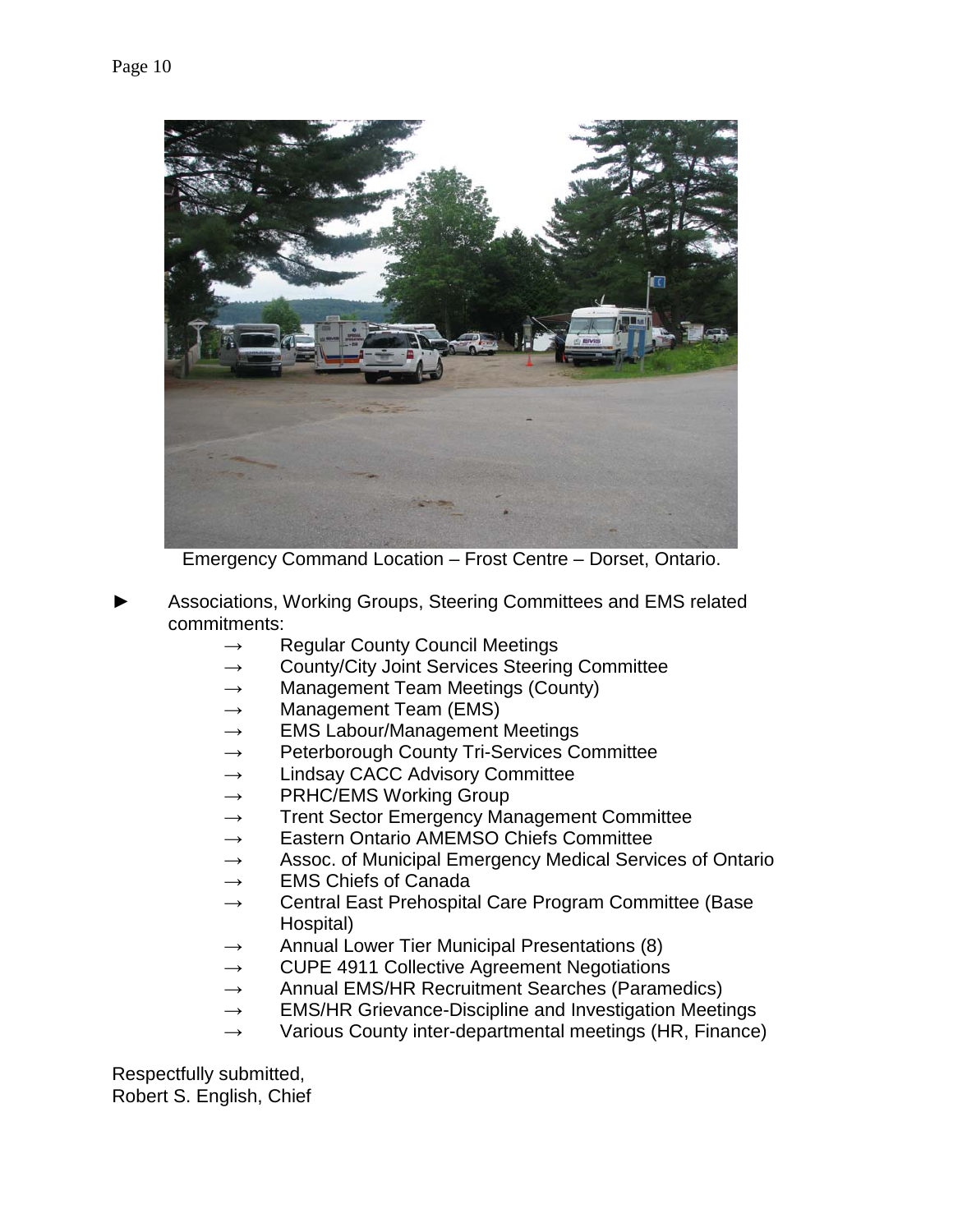Emergency Command Location – Frost Centre – Dorset, Ontario.

► Associations, Working Groups, Steering Committees and EMS related commitments:
- → Regular County Council Meetings
- → County/City Joint Services Steering Committee
- → Management Team Meetings (County)
- → Management Team (EMS)
- → EMS Labour/Management Meetings
- → Peterborough County Tri-Services Committee
- → Lindsay CACC Advisory Committee
- → PRHC/EMS Working Group
- → Trent Sector Emergency Management Committee
- → Eastern Ontario AMEMSO Chiefs Committee
- → Assoc. of Municipal Emergency Medical Services of Ontario
- → EMS Chiefs of Canada
- → Central East Prehospital Care Program Committee (Base Hospital)
- → Annual Lower Tier Municipal Presentations (8)
- → CUPE 4911 Collective Agreement Negotiations
- → Annual EMS/HR Recruitment Searches (Paramedics)
- → EMS/HR Grievance-Discipline and Investigation Meetings
- → Various County inter-departmental meetings (HR, Finance)

Respectfully submitted,
Robert S. English, Chief